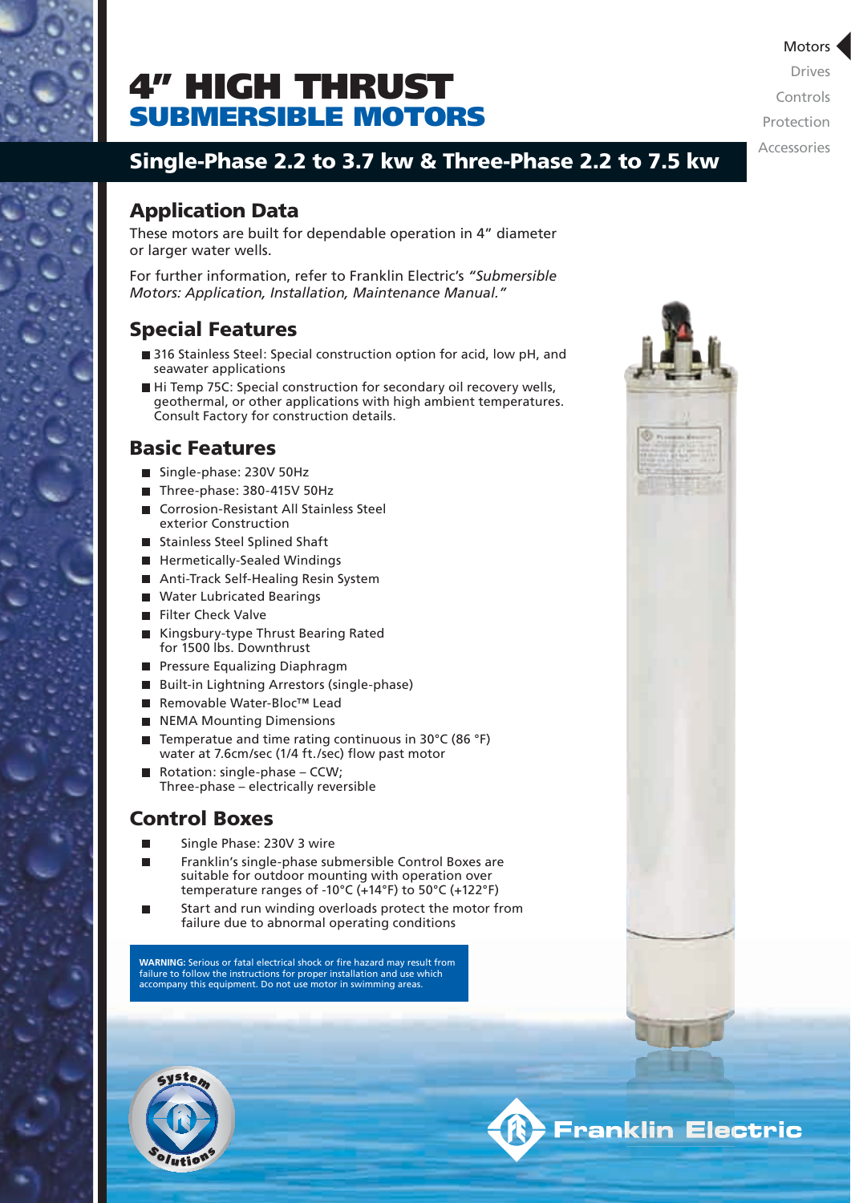# 4" HIGH THRUST SUBMERSIBLE MOTORS

Motors
Drives
Controls
Protection
Accessories

## Single-Phase 2.2 to 3.7 kw & Three-Phase 2.2 to 7.5 kw

## Application Data

These motors are built for dependable operation in 4" diameter or larger water wells.

For further information, refer to Franklin Electric's *"Submersible Motors: Application, Installation, Maintenance Manual."*

## Special Features

- 316 Stainless Steel: Special construction option for acid, low pH, and seawater applications
- Hi Temp 75C: Special construction for secondary oil recovery wells, geothermal, or other applications with high ambient temperatures. Consult Factory for construction details.

## Basic Features

- Single-phase: 230V 50Hz
- Three-phase: 380-415V 50Hz
- Corrosion-Resistant All Stainless Steel exterior Construction
- Stainless Steel Splined Shaft
- Hermetically-Sealed Windings
- Anti-Track Self-Healing Resin System
- Water Lubricated Bearings
- Filter Check Valve
- Kingsbury-type Thrust Bearing Rated for 1500 lbs. Downthrust
- Pressure Equalizing Diaphragm
- Built-in Lightning Arrestors (single-phase)
- Removable Water-Bloc™ Lead
- NEMA Mounting Dimensions
- Temperatue and time rating continuous in 30°C (86 °F) water at 7.6cm/sec (1/4 ft./sec) flow past motor
- Rotation: single-phase – CCW; Three-phase – electrically reversible

## Control Boxes

- Single Phase: 230V 3 wire
- Franklin's single-phase submersible Control Boxes are suitable for outdoor mounting with operation over temperature ranges of -10°C (+14°F) to 50°C (+122°F)
- Start and run winding overloads protect the motor from failure due to abnormal operating conditions

**WARNING:** Serious or fatal electrical shock or fire hazard may result from failure to follow the instructions for proper installation and use which accompany this equipment. Do not use motor in swimming areas.

System Solutions

Franklin Electric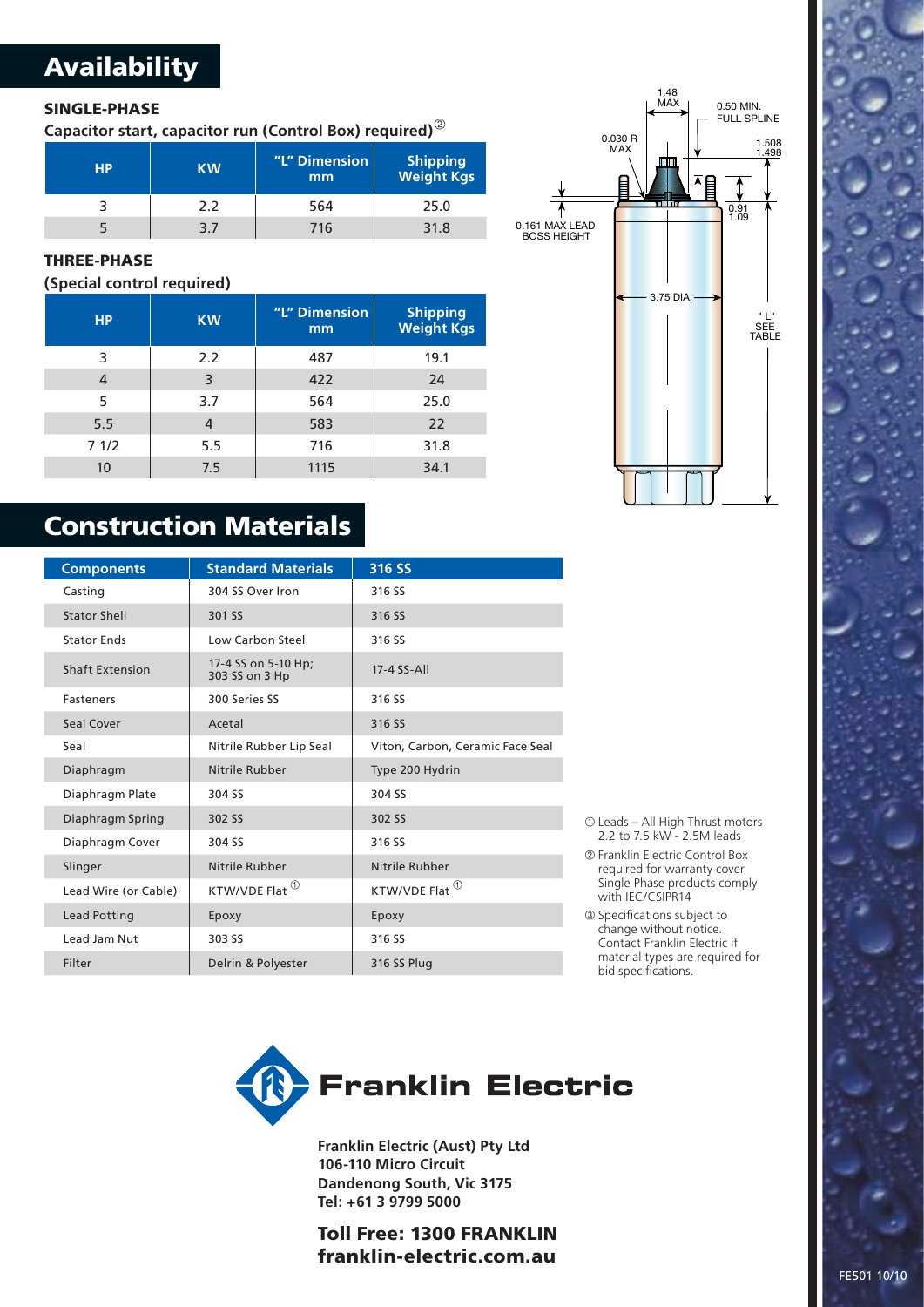# Availability

### SINGLE-PHASE

**Capacitor start, capacitor run (Control Box) required)** [2]

| HP | KW | "L" Dimension mm | Shipping Weight Kgs |
|---|---|---|---|
| 3 | 2.2 | 564 | 25.0 |
| 5 | 3.7 | 716 | 31.8 |

### THREE-PHASE

**(Special control required)**

| HP | KW | "L" Dimension mm | Shipping Weight Kgs |
|---|---|---|---|
| 3 | 2.2 | 487 | 19.1 |
| 4 | 3 | 422 | 24 |
| 5 | 3.7 | 564 | 25.0 |
| 5.5 | 4 | 583 | 22 |
| 7 1/2 | 5.5 | 716 | 31.8 |
| 10 | 7.5 | 1115 | 34.1 |

1.48
MAX
0.50 MIN.
FULL SPLINE
0.030 R
MAX
1.508
1.498
0.161 MAX LEAD
BOSS HEIGHT
0.91
1.09
3.75 DIA.
" L"
SEE
TABLE

# Construction Materials

| Components | Standard Materials | 316 SS |
|---|---|---|
| Casting | 304 SS Over Iron | 316 SS |
| Stator Shell | 301 SS | 316 SS |
| Stator Ends | Low Carbon Steel | 316 SS |
| Shaft Extension | 17-4 SS on 5-10 Hp; 303 SS on 3 Hp | 17-4 SS-All |
| Fasteners | 300 Series SS | 316 SS |
| Seal Cover | Acetal | 316 SS |
| Seal | Nitrile Rubber Lip Seal | Viton, Carbon, Ceramic Face Seal |
| Diaphragm | Nitrile Rubber | Type 200 Hydrin |
| Diaphragm Plate | 304 SS | 304 SS |
| Diaphragm Spring | 302 SS | 302 SS |
| Diaphragm Cover | 304 SS | 316 SS |
| Slinger | Nitrile Rubber | Nitrile Rubber |
| Lead Wire (or Cable) | KTW/VDE Flat [1] | KTW/VDE Flat [1] |
| Lead Potting | Epoxy | Epoxy |
| Lead Jam Nut | 303 SS | 316 SS |
| Filter | Delrin & Polyester | 316 SS Plug |

[1] Leads – All High Thrust motors 2.2 to 7.5 kW - 2.5M leads

[2] Franklin Electric Control Box required for warranty cover Single Phase products comply with IEC/CSIPR14

[3] Specifications subject to change without notice. Contact Franklin Electric if material types are required for bid specifications.

Franklin Electric

**Franklin Electric (Aust) Pty Ltd**
**106-110 Micro Circuit**
**Dandenong South, Vic 3175**
**Tel: +61 3 9799 5000**

**Toll Free: 1300 FRANKLIN**
**franklin-electric.com.au**

FE501 10/10